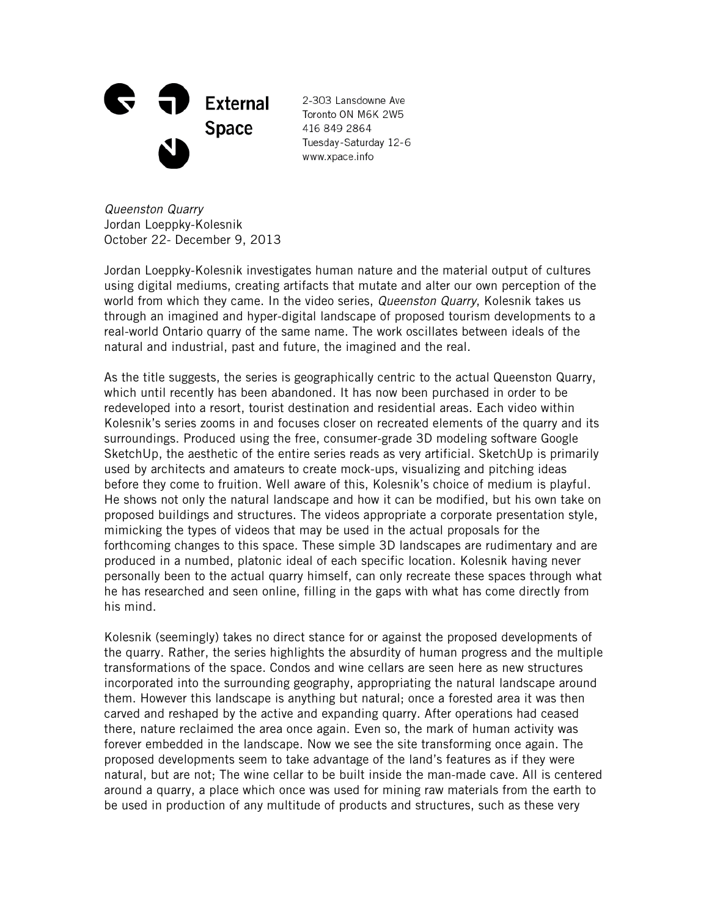External Space

2-303 Lansdowne Ave
Toronto ON M6K 2W5
416 849 2864
Tuesday-Saturday 12-6
www.xpace.info

*Queenston Quarry*
Jordan Loeppky-Kolesnik
October 22- December 9, 2013

Jordan Loeppky-Kolesnik investigates human nature and the material output of cultures using digital mediums, creating artifacts that mutate and alter our own perception of the world from which they came. In the video series, *Queenston Quarry*, Kolesnik takes us through an imagined and hyper-digital landscape of proposed tourism developments to a real-world Ontario quarry of the same name. The work oscillates between ideals of the natural and industrial, past and future, the imagined and the real.

As the title suggests, the series is geographically centric to the actual Queenston Quarry, which until recently has been abandoned. It has now been purchased in order to be redeveloped into a resort, tourist destination and residential areas. Each video within Kolesnik's series zooms in and focuses closer on recreated elements of the quarry and its surroundings. Produced using the free, consumer-grade 3D modeling software Google SketchUp, the aesthetic of the entire series reads as very artificial. SketchUp is primarily used by architects and amateurs to create mock-ups, visualizing and pitching ideas before they come to fruition. Well aware of this, Kolesnik's choice of medium is playful. He shows not only the natural landscape and how it can be modified, but his own take on proposed buildings and structures. The videos appropriate a corporate presentation style, mimicking the types of videos that may be used in the actual proposals for the forthcoming changes to this space. These simple 3D landscapes are rudimentary and are produced in a numbed, platonic ideal of each specific location. Kolesnik having never personally been to the actual quarry himself, can only recreate these spaces through what he has researched and seen online, filling in the gaps with what has come directly from his mind.

Kolesnik (seemingly) takes no direct stance for or against the proposed developments of the quarry. Rather, the series highlights the absurdity of human progress and the multiple transformations of the space. Condos and wine cellars are seen here as new structures incorporated into the surrounding geography, appropriating the natural landscape around them. However this landscape is anything but natural; once a forested area it was then carved and reshaped by the active and expanding quarry. After operations had ceased there, nature reclaimed the area once again. Even so, the mark of human activity was forever embedded in the landscape. Now we see the site transforming once again. The proposed developments seem to take advantage of the land's features as if they were natural, but are not; The wine cellar to be built inside the man-made cave. All is centered around a quarry, a place which once was used for mining raw materials from the earth to be used in production of any multitude of products and structures, such as these very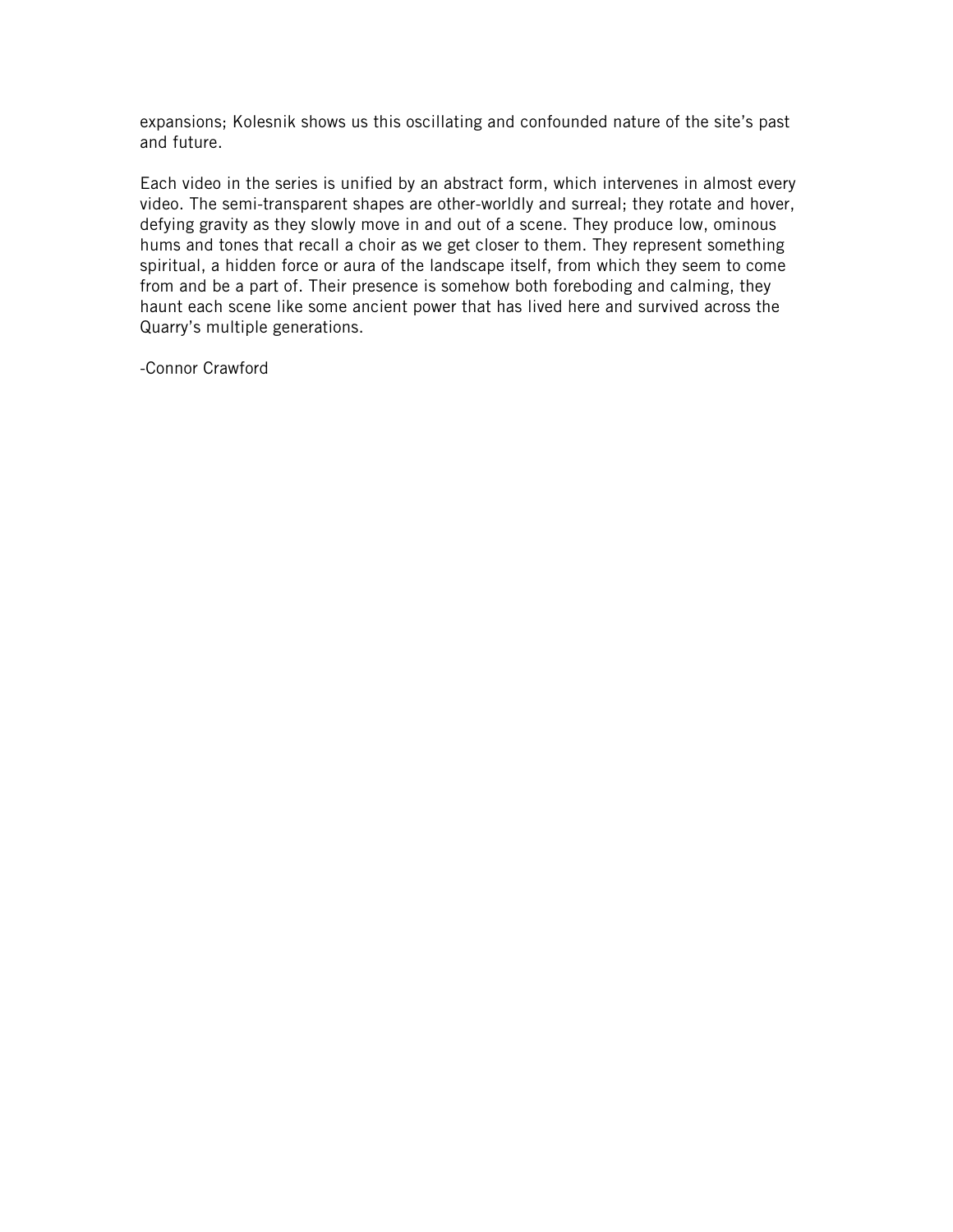expansions; Kolesnik shows us this oscillating and confounded nature of the site's past and future.

Each video in the series is unified by an abstract form, which intervenes in almost every video. The semi-transparent shapes are other-worldly and surreal; they rotate and hover, defying gravity as they slowly move in and out of a scene. They produce low, ominous hums and tones that recall a choir as we get closer to them. They represent something spiritual, a hidden force or aura of the landscape itself, from which they seem to come from and be a part of. Their presence is somehow both foreboding and calming, they haunt each scene like some ancient power that has lived here and survived across the Quarry's multiple generations.

-Connor Crawford